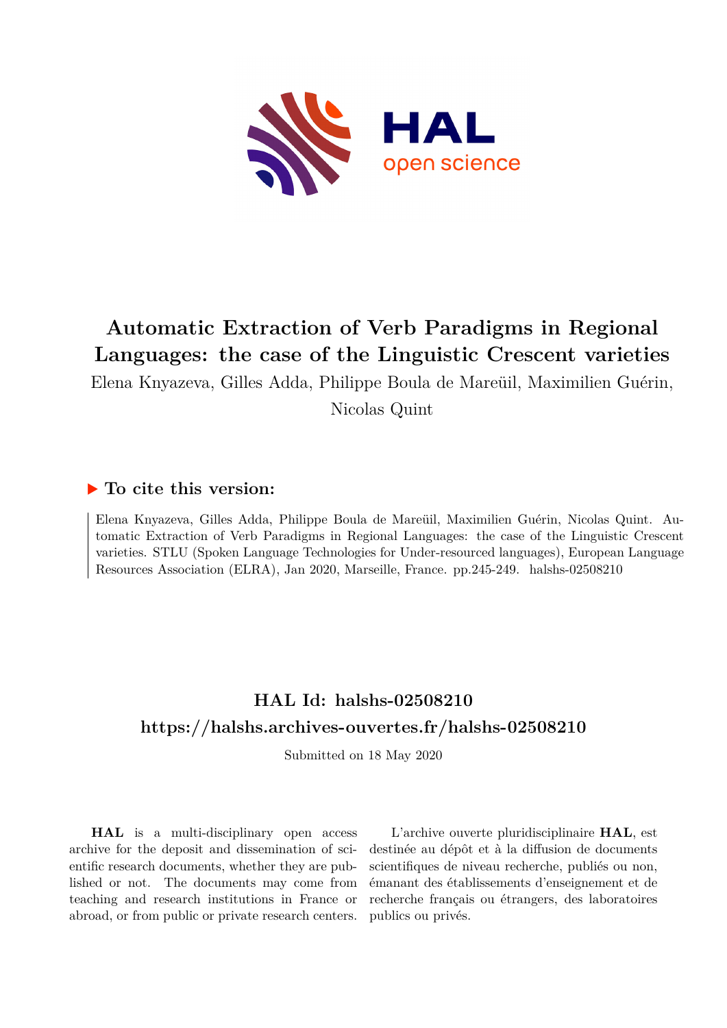# Automatic Extraction of Verb Paradigms in Regional Languages: the case of the Linguistic Crescent varieties

Elena Knyazeva, Gilles Adda, Philippe Boula de Mareüil, Maximilien Guérin, Nicolas Quint

## To cite this version:

Elena Knyazeva, Gilles Adda, Philippe Boula de Mareüil, Maximilien Guérin, Nicolas Quint. Automatic Extraction of Verb Paradigms in Regional Languages: the case of the Linguistic Crescent varieties. STLU (Spoken Language Technologies for Under-resourced languages), European Language Resources Association (ELRA), Jan 2020, Marseille, France. pp.245-249. halshs-02508210

## HAL Id: halshs-02508210

## https://halshs.archives-ouvertes.fr/halshs-02508210

Submitted on 18 May 2020

**HAL** is a multi-disciplinary open access archive for the deposit and dissemination of scientific research documents, whether they are published or not. The documents may come from teaching and research institutions in France or abroad, or from public or private research centers.

L'archive ouverte pluridisciplinaire **HAL**, est destinée au dépôt et à la diffusion de documents scientifiques de niveau recherche, publiés ou non, émanant des établissements d'enseignement et de recherche français ou étrangers, des laboratoires publics ou privés.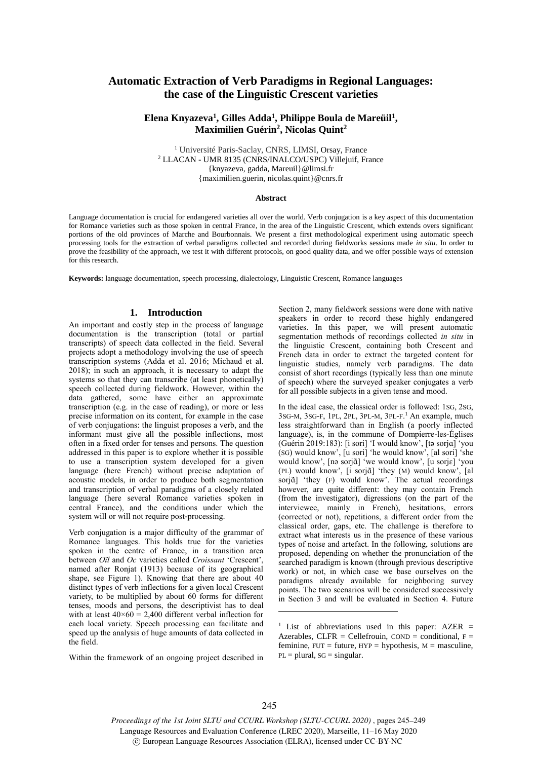# Automatic Extraction of Verb Paradigms in Regional Languages: the case of the Linguistic Crescent varieties

**Elena Knyazeva[1], Gilles Adda[1], Philippe Boula de Mareüil[1], Maximilien Guérin[2], Nicolas Quint[2]**

[1] Université Paris-Saclay, CNRS, LIMSI, Orsay, France
[2] LLACAN - UMR 8135 (CNRS/INALCO/USPC) Villejuif, France
{knyazeva, gadda, Mareuil}@limsi.fr
{maximilien.guerin, nicolas.quint}@cnrs.fr

### Abstract

Language documentation is crucial for endangered varieties all over the world. Verb conjugation is a key aspect of this documentation for Romance varieties such as those spoken in central France, in the area of the Linguistic Crescent, which extends overs significant portions of the old provinces of Marche and Bourbonnais. We present a first methodological experiment using automatic speech processing tools for the extraction of verbal paradigms collected and recorded during fieldworks sessions made *in situ*. In order to prove the feasibility of the approach, we test it with different protocols, on good quality data, and we offer possible ways of extension for this research.

**Keywords:** language documentation, speech processing, dialectology, Linguistic Crescent, Romance languages

## 1. Introduction

An important and costly step in the process of language documentation is the transcription (total or partial transcripts) of speech data collected in the field. Several projects adopt a methodology involving the use of speech transcription systems (Adda et al. 2016; Michaud et al. 2018); in such an approach, it is necessary to adapt the systems so that they can transcribe (at least phonetically) speech collected during fieldwork. However, within the data gathered, some have either an approximate transcription (e.g. in the case of reading), or more or less precise information on its content, for example in the case of verb conjugations: the linguist proposes a verb, and the informant must give all the possible inflections, most often in a fixed order for tenses and persons. The question addressed in this paper is to explore whether it is possible to use a transcription system developed for a given language (here French) without precise adaptation of acoustic models, in order to produce both segmentation and transcription of verbal paradigms of a closely related language (here several Romance varieties spoken in central France), and the conditions under which the system will or will not require post-processing.

Verb conjugation is a major difficulty of the grammar of Romance languages. This holds true for the varieties spoken in the centre of France, in a transition area between *Oïl* and *Oc* varieties called *Croissant* 'Crescent', named after Ronjat (1913) because of its geographical shape, see Figure 1). Knowing that there are about 40 distinct types of verb inflections for a given local Crescent variety, to be multiplied by about 60 forms for different tenses, moods and persons, the descriptivist has to deal with at least $40 \times 60 = 2{,}400$ different verbal inflections for each local variety. Speech processing can facilitate and speed up the analysis of huge amounts of data collected in the field.

Within the framework of an ongoing project described in Section 2, many fieldwork sessions were done with native speakers in order to record these highly endangered varieties. In this paper, we will present automatic segmentation methods of recordings collected *in situ* in the linguistic Crescent, containing both Crescent and French data in order to extract the targeted content for linguistic studies, namely verb paradigms. The data consist of short recordings (typically less than one minute of speech) where the surveyed speaker conjugates a verb for all possible subjects in a given tense and mood.

In the ideal case, the classical order is followed: 1SG, 2SG, 3SG-M, 3SG-F, 1PL, 2PL, 3PL-M, 3PL-F.[1] An example, much less straightforward than in English (a poorly inflected language), is, in the commune of Dompierre-les-Églises (Guérin 2019:183): [i sori] 'I would know', [tə sorjɑ] 'you (SG) would know', [u sori] 'he would know', [al sori] 'she would know', [nə sorjɑ̃] 'we would know', [u sorjɛ] 'you (PL) would know', [i sorjɑ̃] 'they (M) would know', [al sorjɑ̃] 'they (F) would know'. The actual recordings however, are quite different: they may contain French (from the investigator), digressions (on the part of the interviewee, mainly in French), hesitations, errors (corrected or not), repetitions, a different order from the classical order, gaps, etc. The challenge is therefore to extract what interests us in the presence of these various types of noise and artefact. In the following, solutions are proposed, depending on whether the pronunciation of the searched paradigm is known (through previous descriptive work) or not, in which case we base ourselves on the paradigms already available for neighboring survey points. The two scenarios will be considered successively in Section 3 and will be evaluated in Section 4. Future

[1] List of abbreviations used in this paper: AZER = Azerables, CLFR = Cellefrouin, COND = conditional, F = feminine, FUT = future, HYP = hypothesis, M = masculine, PL = plural, SG = singular.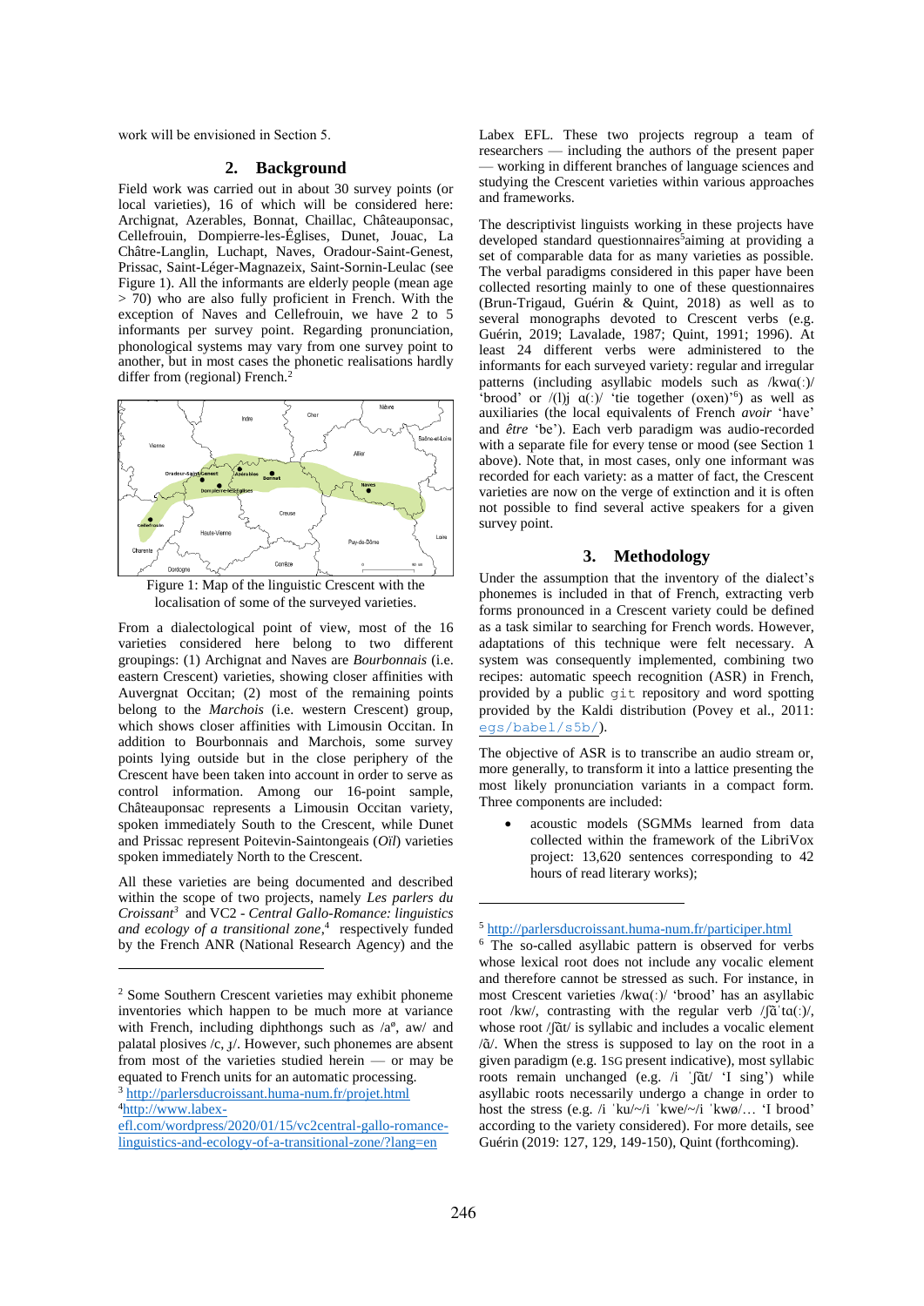work will be envisioned in Section 5.

## 2. Background

Field work was carried out in about 30 survey points (or local varieties), 16 of which will be considered here: Archignat, Azerables, Bonnat, Chaillac, Châteauponsac, Cellefrouin, Dompierre-les-Églises, Dunet, Jouac, La Châtre-Langlin, Luchapt, Naves, Oradour-Saint-Genest, Prissac, Saint-Léger-Magnazeix, Saint-Sornin-Leulac (see Figure 1). All the informants are elderly people (mean age > 70) who are also fully proficient in French. With the exception of Naves and Cellefrouin, we have 2 to 5 informants per survey point. Regarding pronunciation, phonological systems may vary from one survey point to another, but in most cases the phonetic realisations hardly differ from (regional) French.[2]

Figure 1: Map of the linguistic Crescent with the localisation of some of the surveyed varieties.

From a dialectological point of view, most of the 16 varieties considered here belong to two different groupings: (1) Archignat and Naves are *Bourbonnais* (i.e. eastern Crescent) varieties, showing closer affinities with Auvergnat Occitan; (2) most of the remaining points belong to the *Marchois* (i.e. western Crescent) group, which shows closer affinities with Limousin Occitan. In addition to Bourbonnais and Marchois, some survey points lying outside but in the close periphery of the Crescent have been taken into account in order to serve as control information. Among our 16-point sample, Châteauponsac represents a Limousin Occitan variety, spoken immediately South to the Crescent, while Dunet and Prissac represent Poitevin-Saintongeais (*Oïl*) varieties spoken immediately North to the Crescent.

All these varieties are being documented and described within the scope of two projects, namely *Les parlers du Croissant*[3] and VC2 - *Central Gallo-Romance: linguistics and ecology of a transitional zone*,[4] respectively funded by the French ANR (French National Research Agency) and the Labex EFL. These two projects regroup a team of researchers — including the authors of the present paper — working in different branches of language sciences and studying the Crescent varieties within various approaches and frameworks.

The descriptivist linguists working in these projects have developed standard questionnaires[5] aiming at providing a set of comparable data for as many varieties as possible. The verbal paradigms considered in this paper have been collected resorting mainly to one of these questionnaires (Brun-Trigaud, Guérin & Quint, 2018) as well as to several monographs devoted to Crescent verbs (e.g. Guérin, 2019; Lavalade, 1987; Quint, 1991; 1996). At least 24 different verbs were administered to the informants for each surveyed variety: regular and irregular patterns (including asyllabic models such as /kwɑ(ː)/ 'brood' or /(l)j ɑ(ː)/ 'tie together (oxen)'[6]) as well as auxiliaries (the local equivalents of French *avoir* 'have' and *être* 'be'). Each verb paradigm was audio-recorded with a separate file for every tense or mood (see Section 1 above). Note that, in most cases, only one informant was recorded for each variety: as a matter of fact, the Crescent varieties are now on the verge of extinction and it is often not possible to find several active speakers for a given survey point.

## 3. Methodology

Under the assumption that the inventory of the dialect's phonemes is included in that of French, extracting verb forms pronounced in a Crescent variety could be defined as a task similar to searching for French words. However, adaptations of this technique were felt necessary. A system was consequently implemented, combining two recipes: automatic speech recognition (ASR) in French, provided by a public `git` repository and word spotting provided by the Kaldi distribution (Povey et al., 2011: `egs/babel/s5b/`).

The objective of ASR is to transcribe an audio stream or, more generally, to transform it into a lattice presenting the most likely pronunciation variants in a compact form. Three components are included:

- acoustic models (SGMMs learned from data collected within the framework of the LibriVox project: 13,620 sentences corresponding to 42 hours of read literary works);

---

[2] Some Southern Crescent varieties may exhibit phoneme inventories which happen to be much more at variance with French, including diphthongs such as /aᵊ, aw/ and palatal plosives /c, ɟ/. However, such phonemes are absent from most of the varieties studied herein — or may be equated to French units for an automatic processing.

[3] http://parlersducroissant.huma-num.fr/projet.html

[4] http://www.labex-efl.com/wordpress/2020/01/15/vc2central-gallo-romance-linguistics-and-ecology-of-a-transitional-zone/?lang=en

[5] http://parlersducroissant.huma-num.fr/participer.html

[6] The so-called asyllabic pattern is observed for verbs whose lexical root does not include any vocalic element and therefore cannot be stressed as such. For instance, in most Crescent varieties /kwɑ(ː)/ 'brood' has an asyllabic root /kw/, contrasting with the regular verb /ʃɑ̃ˈtɑ(ː)/, whose root /ʃɑ̃t/ is syllabic and includes a vocalic element /ɑ̃/. When the stress is supposed to lay on the root in a given paradigm (e.g. 1SG present indicative), most syllabic roots remain unchanged (e.g. /i ˈʃɑ̃t/ 'I sing') while asyllabic roots necessarily undergo a change in order to host the stress (e.g. /i ˈku/~/i ˈkwe/~/i ˈkwø/… 'I brood' according to the variety considered). For more details, see Guérin (2019: 127, 129, 149-150), Quint (forthcoming).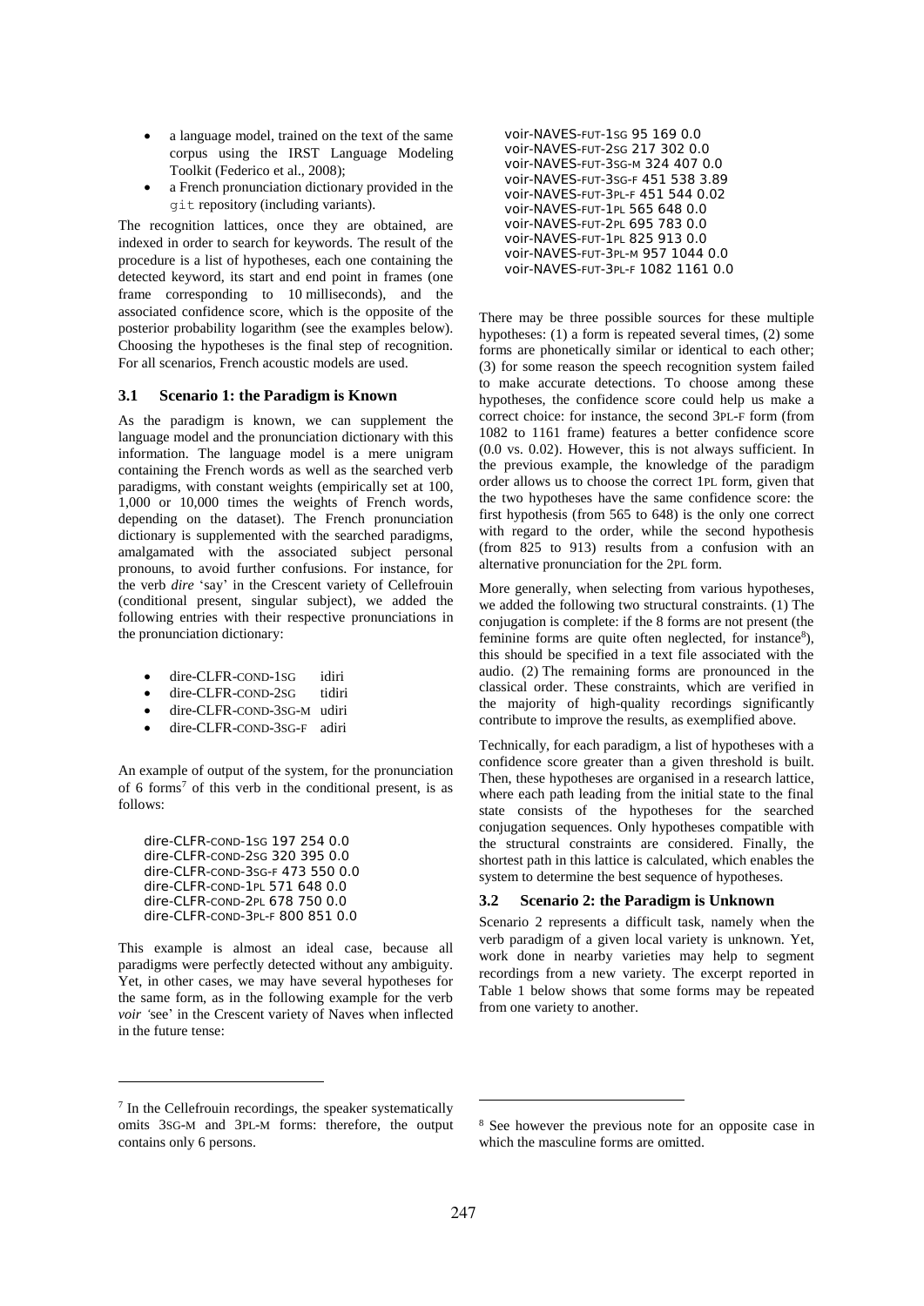- a language model, trained on the text of the same corpus using the IRST Language Modeling Toolkit (Federico et al., 2008);
- a French pronunciation dictionary provided in the `git` repository (including variants).

The recognition lattices, once they are obtained, are indexed in order to search for keywords. The result of the procedure is a list of hypotheses, each one containing the detected keyword, its start and end point in frames (one frame corresponding to 10 milliseconds), and the associated confidence score, which is the opposite of the posterior probability logarithm (see the examples below). Choosing the hypotheses is the final step of recognition. For all scenarios, French acoustic models are used.

### 3.1 Scenario 1: the Paradigm is Known

As the paradigm is known, we can supplement the language model and the pronunciation dictionary with this information. The language model is a mere unigram containing the French words as well as the searched verb paradigms, with constant weights (empirically set at 100, 1,000 or 10,000 times the weights of French words, depending on the dataset). The French pronunciation dictionary is supplemented with the searched paradigms, amalgamated with the associated subject personal pronouns, to avoid further confusions. For instance, for the verb *dire* 'say' in the Crescent variety of Cellefrouin (conditional present, singular subject), we added the following entries with their respective pronunciations in the pronunciation dictionary:

- dire-CLFR-COND-1SG idiri
- dire-CLFR-COND-2SG tidiri
- dire-CLFR-COND-3SG-M udiri
- dire-CLFR-COND-3SG-F adiri

An example of output of the system, for the pronunciation of 6 forms[7] of this verb in the conditional present, is as follows:

```
dire-CLFR-COND-1SG 197 254 0.0
dire-CLFR-COND-2SG 320 395 0.0
dire-CLFR-COND-3SG-F 473 550 0.0
dire-CLFR-COND-1PL 571 648 0.0
dire-CLFR-COND-2PL 678 750 0.0
dire-CLFR-COND-3PL-F 800 851 0.0
```

This example is almost an ideal case, because all paradigms were perfectly detected without any ambiguity. Yet, in other cases, we may have several hypotheses for the same form, as in the following example for the verb *voir* 'see' in the Crescent variety of Naves when inflected in the future tense:

```
voir-NAVES-FUT-1SG 95 169 0.0
voir-NAVES-FUT-2SG 217 302 0.0
voir-NAVES-FUT-3SG-M 324 407 0.0
voir-NAVES-FUT-3SG-F 451 538 3.89
voir-NAVES-FUT-3PL-F 451 544 0.02
voir-NAVES-FUT-1PL 565 648 0.0
voir-NAVES-FUT-2PL 695 783 0.0
voir-NAVES-FUT-1PL 825 913 0.0
voir-NAVES-FUT-3PL-M 957 1044 0.0
voir-NAVES-FUT-3PL-F 1082 1161 0.0
```

There may be three possible sources for these multiple hypotheses: (1) a form is repeated several times, (2) some forms are phonetically similar or identical to each other; (3) for some reason the speech recognition system failed to make accurate detections. To choose among these hypotheses, the confidence score could help us make a correct choice: for instance, the second 3PL-F form (from 1082 to 1161 frame) features a better confidence score (0.0 vs. 0.02). However, this is not always sufficient. In the previous example, the knowledge of the paradigm order allows us to choose the correct 1PL form, given that the two hypotheses have the same confidence score: the first hypothesis (from 565 to 648) is the only one correct with regard to the order, while the second hypothesis (from 825 to 913) results from a confusion with an alternative pronunciation for the 2PL form.

More generally, when selecting from various hypotheses, we added the following two structural constraints. (1) The conjugation is complete: if the 8 forms are not present (the feminine forms are quite often neglected, for instance[8]), this should be specified in a text file associated with the audio. (2) The remaining forms are pronounced in the classical order. These constraints, which are verified in the majority of high-quality recordings significantly contribute to improve the results, as exemplified above.

Technically, for each paradigm, a list of hypotheses with a confidence score greater than a given threshold is built. Then, these hypotheses are organised in a research lattice, where each path leading from the initial state to the final state consists of the hypotheses for the searched conjugation sequences. Only hypotheses compatible with the structural constraints are considered. Finally, the shortest path in this lattice is calculated, which enables the system to determine the best sequence of hypotheses.

### 3.2 Scenario 2: the Paradigm is Unknown

Scenario 2 represents a difficult task, namely when the verb paradigm of a given local variety is unknown. Yet, work done in nearby varieties may help to segment recordings from a new variety. The excerpt reported in Table 1 below shows that some forms may be repeated from one variety to another.

[7] In the Cellefrouin recordings, the speaker systematically omits 3SG-M and 3PL-M forms: therefore, the output contains only 6 persons.

[8] See however the previous note for an opposite case in which the masculine forms are omitted.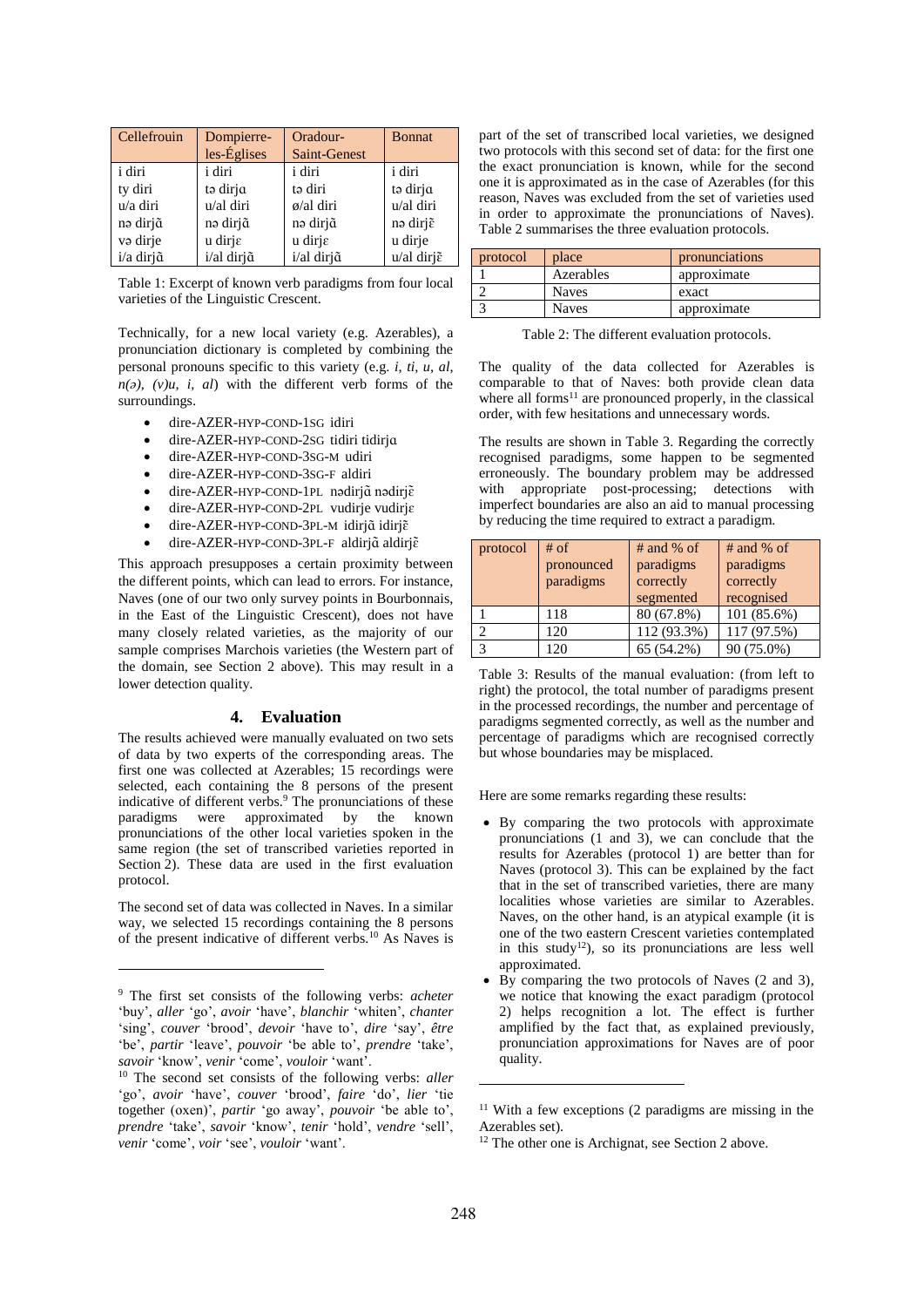| Cellefrouin | Dompierre-les-Églises | Oradour-Saint-Genest | Bonnat |
|---|---|---|---|
| i diri | i diri | i diri | i diri |
| ty diri | tə dirjɑ | tə diri | tə dirjɑ |
| u/a diri | u/al diri | ø/al diri | u/al diri |
| nə dirjɑ̃ | nə dirjɑ̃ | nə dirjɑ̃ | nə dirjɛ̃ |
| və dirje | u dirjɛ | u dirjɛ | u dirje |
| i/a dirjɑ̃ | i/al dirjɑ̃ | i/al dirjɑ̃ | u/al dirjɛ̃ |

Table 1: Excerpt of known verb paradigms from four local varieties of the Linguistic Crescent.

Technically, for a new local variety (e.g. Azerables), a pronunciation dictionary is completed by combining the personal pronouns specific to this variety (e.g. *i, ti, u, al, n(ə), (v)u, i, al*) with the different verb forms of the surroundings.

- dire-AZER-HYP-COND-1SG idiri
- dire-AZER-HYP-COND-2SG tidiri tidirjɑ
- dire-AZER-HYP-COND-3SG-M udiri
- dire-AZER-HYP-COND-3SG-F aldiri
- dire-AZER-HYP-COND-1PL nədirjɑ̃ nədirjɛ̃
- dire-AZER-HYP-COND-2PL vudirje vudirjɛ
- dire-AZER-HYP-COND-3PL-M idirjɑ̃ idirjɛ̃
- dire-AZER-HYP-COND-3PL-F aldirjɑ̃ aldirjɛ̃

This approach presupposes a certain proximity between the different points, which can lead to errors. For instance, Naves (one of our two only survey points in Bourbonnais, in the East of the Linguistic Crescent), does not have many closely related varieties, as the majority of our sample comprises Marchois varieties (the Western part of the domain, see Section 2 above). This may result in a lower detection quality.

## 4. Evaluation

The results achieved were manually evaluated on two sets of data by two experts of the corresponding areas. The first one was collected at Azerables; 15 recordings were selected, each containing the 8 persons of the present indicative of different verbs.[9] The pronunciations of these paradigms were approximated by the known pronunciations of the other local varieties spoken in the same region (the set of transcribed varieties reported in Section 2). These data are used in the first evaluation protocol.

The second set of data was collected in Naves. In a similar way, we selected 15 recordings containing the 8 persons of the present indicative of different verbs.[10] As Naves is part of the set of transcribed local varieties, we designed two protocols with this second set of data: for the first one the exact pronunciation is known, while for the second one it is approximated as in the case of Azerables (for this reason, Naves was excluded from the set of varieties used in order to approximate the pronunciations of Naves). Table 2 summarises the three evaluation protocols.

| protocol | place | pronunciations |
|---|---|---|
| 1 | Azerables | approximate |
| 2 | Naves | exact |
| 3 | Naves | approximate |

Table 2: The different evaluation protocols.

The quality of the data collected for Azerables is comparable to that of Naves: both provide clean data where all forms[11] are pronounced properly, in the classical order, with few hesitations and unnecessary words.

The results are shown in Table 3. Regarding the correctly recognised paradigms, some happen to be segmented erroneously. The boundary problem may be addressed with appropriate post-processing; detections with imperfect boundaries are also an aid to manual processing by reducing the time required to extract a paradigm.

| protocol | # of pronounced paradigms | # and % of paradigms correctly segmented | # and % of paradigms correctly recognised |
|---|---|---|---|
| 1 | 118 | 80 (67.8%) | 101 (85.6%) |
| 2 | 120 | 112 (93.3%) | 117 (97.5%) |
| 3 | 120 | 65 (54.2%) | 90 (75.0%) |

Table 3: Results of the manual evaluation: (from left to right) the protocol, the total number of paradigms present in the processed recordings, the number and percentage of paradigms segmented correctly, as well as the number and percentage of paradigms which are recognised correctly but whose boundaries may be misplaced.

Here are some remarks regarding these results:

- By comparing the two protocols with approximate pronunciations (1 and 3), we can conclude that the results for Azerables (protocol 1) are better than for Naves (protocol 3). This can be explained by the fact that in the set of transcribed varieties, there are many localities whose varieties are similar to Azerables. Naves, on the other hand, is an atypical example (it is one of the two eastern Crescent varieties contemplated in this study[12]), so its pronunciations are less well approximated.
- By comparing the two protocols of Naves (2 and 3), we notice that knowing the exact paradigm (protocol 2) helps recognition a lot. The effect is further amplified by the fact that, as explained previously, pronunciation approximations for Naves are of poor quality.

---

[9] The first set consists of the following verbs: *acheter* 'buy', *aller* 'go', *avoir* 'have', *blanchir* 'whiten', *chanter* 'sing', *couver* 'brood', *devoir* 'have to', *dire* 'say', *être* 'be', *partir* 'leave', *pouvoir* 'be able to', *prendre* 'take', *savoir* 'know', *venir* 'come', *vouloir* 'want'.

[10] The second set consists of the following verbs: *aller* 'go', *avoir* 'have', *couver* 'brood', *faire* 'do', *lier* 'tie together (oxen)', *partir* 'go away', *pouvoir* 'be able to', *prendre* 'take', *savoir* 'know', *tenir* 'hold', *vendre* 'sell', *venir* 'come', *voir* 'see', *vouloir* 'want'.

[11] With a few exceptions (2 paradigms are missing in the Azerables set).

[12] The other one is Archignat, see Section 2 above.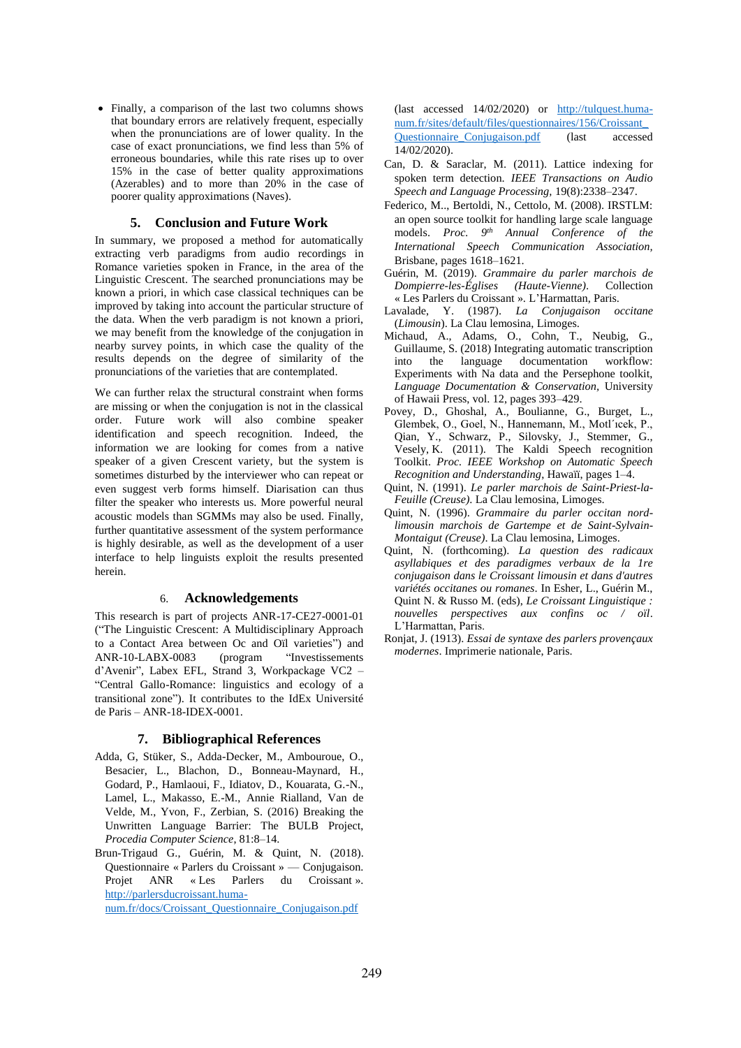- Finally, a comparison of the last two columns shows that boundary errors are relatively frequent, especially when the pronunciations are of lower quality. In the case of exact pronunciations, we find less than 5% of erroneous boundaries, while this rate rises up to over 15% in the case of better quality approximations (Azerables) and to more than 20% in the case of poorer quality approximations (Naves).

## 5. Conclusion and Future Work

In summary, we proposed a method for automatically extracting verb paradigms from audio recordings in Romance varieties spoken in France, in the area of the Linguistic Crescent. The searched pronunciations may be known a priori, in which case classical techniques can be improved by taking into account the particular structure of the data. When the verb paradigm is not known a priori, we may benefit from the knowledge of the conjugation in nearby survey points, in which case the quality of the results depends on the degree of similarity of the pronunciations of the varieties that are contemplated.

We can further relax the structural constraint when forms are missing or when the conjugation is not in the classical order. Future work will also combine speaker identification and speech recognition. Indeed, the information we are looking for comes from a native speaker of a given Crescent variety, but the system is sometimes disturbed by the interviewer who can repeat or even suggest verb forms himself. Diarisation can thus filter the speaker who interests us. More powerful neural acoustic models than SGMMs may also be used. Finally, further quantitative assessment of the system performance is highly desirable, as well as the development of a user interface to help linguists exploit the results presented herein.

## 6. Acknowledgements

This research is part of projects ANR-17-CE27-0001-01 ("The Linguistic Crescent: A Multidisciplinary Approach to a Contact Area between Oc and Oïl varieties") and ANR-10-LABX-0083 (program "Investissements d'Avenir", Labex EFL, Strand 3, Workpackage VC2 – "Central Gallo-Romance: linguistics and ecology of a transitional zone"). It contributes to the IdEx Université de Paris – ANR-18-IDEX-0001.

## 7. Bibliographical References

Adda, G, Stüker, S., Adda-Decker, M., Ambouroue, O., Besacier, L., Blachon, D., Bonneau-Maynard, H., Godard, P., Hamlaoui, F., Idiatov, D., Kouarata, G.-N., Lamel, L., Makasso, E.-M., Annie Rialland, Van de Velde, M., Yvon, F., Zerbian, S. (2016) Breaking the Unwritten Language Barrier: The BULB Project, *Procedia Computer Science*, 81:8–14.

Brun-Trigaud G., Guérin, M. & Quint, N. (2018). Questionnaire « Parlers du Croissant » — Conjugaison. Projet ANR « Les Parlers du Croissant ». http://parlersducroissant.huma-num.fr/docs/Croissant_Questionnaire_Conjugaison.pdf (last accessed 14/02/2020) or http://tulquest.huma-num.fr/sites/default/files/questionnaires/156/Croissant_Questionnaire_Conjugaison.pdf (last accessed 14/02/2020).

Can, D. & Saraclar, M. (2011). Lattice indexing for spoken term detection. *IEEE Transactions on Audio Speech and Language Processing*, 19(8):2338–2347.

Federico, M.., Bertoldi, N., Cettolo, M. (2008). IRSTLM: an open source toolkit for handling large scale language models. *Proc. 9th Annual Conference of the International Speech Communication Association*, Brisbane, pages 1618–1621.

Guérin, M. (2019). *Grammaire du parler marchois de Dompierre-les-Églises (Haute-Vienne)*. Collection « Les Parlers du Croissant ». L'Harmattan, Paris.

Lavalade, Y. (1987). *La Conjugaison occitane* (*Limousin*). La Clau lemosina, Limoges.

Michaud, A., Adams, O., Cohn, T., Neubig, G., Guillaume, S. (2018) Integrating automatic transcription into the language documentation workflow: Experiments with Na data and the Persephone toolkit, *Language Documentation & Conservation*, University of Hawaii Press, vol. 12, pages 393–429.

Povey, D., Ghoshal, A., Boulianne, G., Burget, L., Glembek, O., Goel, N., Hannemann, M., Motl´ıcek, P., Qian, Y., Schwarz, P., Silovsky, J., Stemmer, G., Vesely, K. (2011). The Kaldi Speech recognition Toolkit. *Proc. IEEE Workshop on Automatic Speech Recognition and Understanding*, Hawaïï, pages 1–4.

Quint, N. (1991). *Le parler marchois de Saint-Priest-la-Feuille (Creuse)*. La Clau lemosina, Limoges.

Quint, N. (1996). *Grammaire du parler occitan nord-limousin marchois de Gartempe et de Saint-Sylvain-Montaigut (Creuse)*. La Clau lemosina, Limoges.

Quint, N. (forthcoming). *La question des radicaux asyllabiques et des paradigmes verbaux de la 1re conjugaison dans le Croissant limousin et dans d'autres variétés occitanes ou romanes*. In Esher, L., Guérin M., Quint N. & Russo M. (eds), *Le Croissant Linguistique : nouvelles perspectives aux confins oc / oïl*. L'Harmattan, Paris.

Ronjat, J. (1913). *Essai de syntaxe des parlers provençaux modernes*. Imprimerie nationale, Paris.